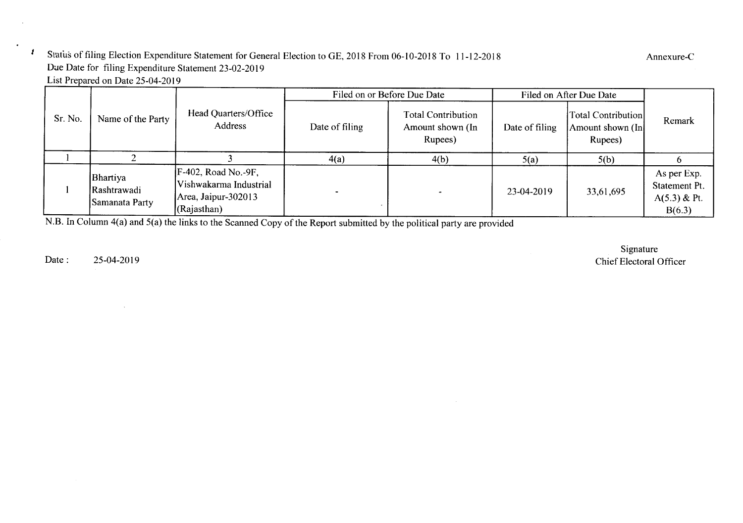Status of filing Election Expenditure Statement for General Election to GE, 2018 From 06-10-2018 To 11-12-2018

Annexure-C

Due Date for filing Expenditure Statement 23-02-2019

List Prepared on Date 25-04-2019

| Sr. No. | Name of the Party | Head Quarters/Office Address | Filed on or Before Due Date | | Filed on After Due Date | | Remark |
|---|---|---|---|---|---|---|---|
| | | | Date of filing | Total Contribution Amount shown (In Rupees) | Date of filing | Total Contribution Amount shown (In Rupees) | |
| 1 | 2 | 3 | 4(a) | 4(b) | 5(a) | 5(b) | 6 |
| 1 | Bhartiya Rashtrawadi Samanata Party | F-402, Road No.-9F, Vishwakarma Industrial Area, Jaipur-302013 (Rajasthan) | - | - | 23-04-2019 | 33,61,695 | As per Exp. Statement Pt. A(5.3) & Pt. B(6.3) |

N.B. In Column 4(a) and 5(a) the links to the Scanned Copy of the Report submitted by the political party are provided

Date : 25-04-2019

Signature
Chief Electoral Officer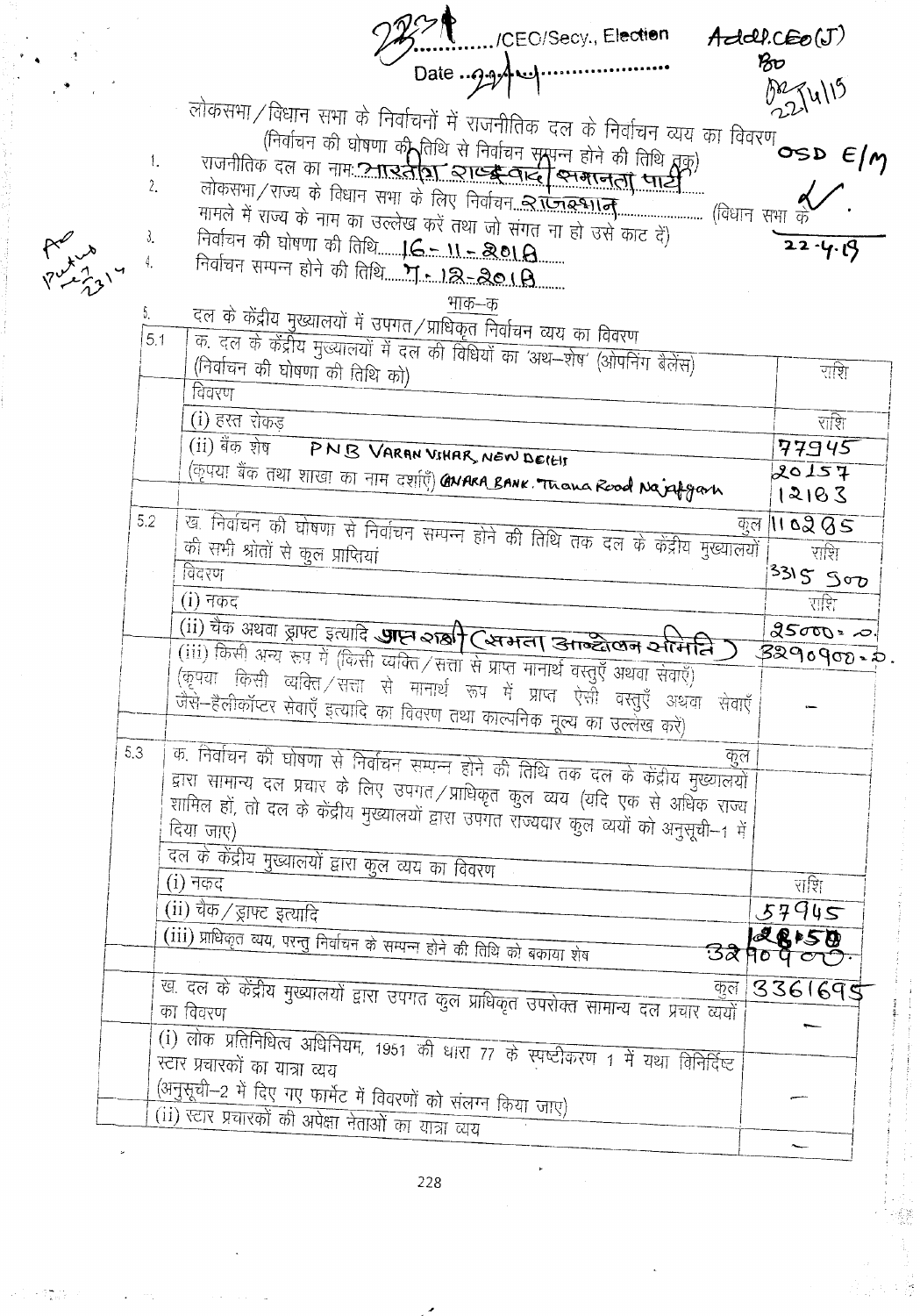2357 /CEO/Secy., Election Addl.CEO(J)

Date 22/4/19

लोकसभा/विधान सभा के निर्वाचनों में राजनीतिक दल के निर्वाचन व्यय का विवरण
(निर्वाचन की घोषणा की तिथि से निर्वाचन सम्पन्न होने की तिथि तक)

1. राजनीतिक दल का नाम: भारतीय राष्ट्रवादी समानता पार्टी
2. लोकसभा/राज्य के विधान सभा के लिए निर्वाचन राजस्थान (विधान सभा के मामले में राज्य के नाम का उल्लेख करें तथा जो संगत ना हो उसे काट दें)
3. निर्वाचन की घोषणा की तिथि 16-11-2018
4. निर्वाचन सम्पन्न होने की तिथि 7-12-2018

भाग–क

5. दल के केंद्रीय मुख्यालयों में उपगत/प्राधिकृत निर्वाचन व्यय का विवरण

| | | |
|---|---|---|
| 5.1 | क. दल के केंद्रीय मुख्यालयों में दल की विधियों का 'अथ–शेष' (ओपनिंग बैलेंस) (निर्वाचन की घोषणा की तिथि को) | राशि |
| | विवरण | |
| | (i) हस्त रोकड़ | राशि |
| | (ii) बैंक शेष PNB VARAN VIHAR, NEW DELHI | 77945 |
| | (कृपया बैंक तथा शाखा का नाम दर्शाएँ) CANARA BANK. Thana Road Najafgarh | 20157 |
| | | 12183 |
| | कुल | 110285 |
| 5.2 | ख. निर्वाचन की घोषणा से निर्वाचन सम्पन्न होने की तिथि तक दल के केंद्रीय मुख्यालयों की सभी श्रोतों से कुल प्राप्तियां | राशि |
| | विवरण | 3315900 |
| | (i) नकद | राशि |
| | (ii) चैक अथवा ड्राफ्ट इत्यादि प्राप्त राशी (समता आन्दोलन समिति) | 25000.0. |
| | (iii) किसी अन्य रूप में (किसी व्यक्ति/सत्ता से प्राप्त मानार्थ वस्तुएँ अथवा सेवाएँ) (कृपया किसी व्यक्ति/सत्ता से मानार्थ रूप में प्राप्त ऐसी वस्तुएँ अथवा सेवाएँ जैसे–हैलीकॉप्टर सेवाएँ इत्यादि का विवरण तथा काल्पनिक मूल्य का उल्लेख करें) | 3290900.0. |
| | | — |
| | कुल | |
| 5.3 | क. निर्वाचन की घोषणा से निर्वाचन सम्पन्न होने की तिथि तक दल के केंद्रीय मुख्यालयों द्वारा सामान्य दल प्रचार के लिए उपगत/प्राधिकृत कुल व्यय (यदि एक से अधिक राज्य शामिल हों, तो दल के केंद्रीय मुख्यालयों द्वारा उपगत राज्यवार कुल व्ययों को अनुसूची–1 में दिया जाए) | |
| | दल के केंद्रीय मुख्यालयों द्वारा कुल व्यय का विवरण | |
| | (i) नकद | राशि |
| | (ii) चैक/ड्राफ्ट इत्यादि | 57945 |
| | (iii) प्राधिकृत व्यय, परन्तु निर्वाचन के सम्पन्न होने की तिथि को बकाया शेष | 12850 3290900. |
| | कुल | 3361695 |
| | ख. दल के केंद्रीय मुख्यालयों द्वारा उपगत कुल प्राधिकृत उपरोक्त सामान्य दल प्रचार व्ययों का विवरण | — |
| | (i) लोक प्रतिनिधित्व अधिनियम, 1951 की धारा 77 के स्पष्टीकरण 1 में यथा विनिर्दिष्ट स्टार प्रचारकों का यात्रा व्यय (अनुसूची–2 में दिए गए फार्मेट में विवरणों को संलग्न किया जाए) | — |
| | (ii) स्टार प्रचारकों की अपेक्षा नेताओं का यात्रा व्यय | — |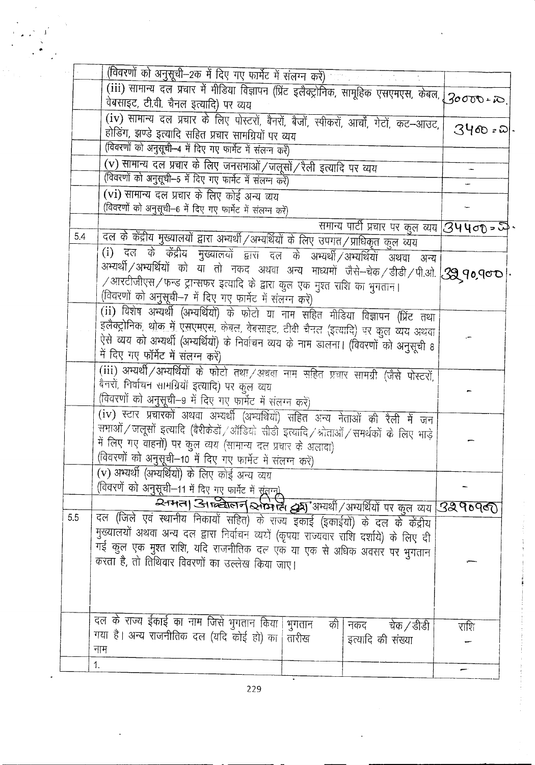| | | |
|---|---|---|
| | (विवरणों को अनुसूची–2क में दिए गए फार्मेट में संलग्न करें) | |
| | (iii) सामान्य दल प्रचार में मीडिया विज्ञापन (प्रिंट इलैक्ट्रोनिक, सामूहिक एसएमएस, केबल, वेबसाइट, टी.वी. चैनल इत्यादि) पर व्यय | 30000-ऽ. |
| | (iv) सामान्य दल प्रचार के लिए पोस्टरों, बैनरों, बैजों, स्टीकरों, आर्चो, गेटों, कट–आउट, होडिंग, झण्डे इत्यादि सहित प्रचार सामग्रियों पर व्यय | 3400-ऽ. |
| | (विवरणों को अनुसूची–4 में दिए गए फार्मेट में संलग्न करें) | |
| | (v) सामान्य दल प्रचार के लिए जनसभाओं/जलूसों/रैली इत्यादि पर व्यय | – |
| | (विवरणों को अनुसूची–5 में दिए गए फार्मेट में संलग्न करें) | – |
| | (vi) सामान्य दल प्रचार के लिए कोई अन्य व्यय (विवरणों को अनुसूची–6 में दिए गए फार्मेट में संलग्न करें) | – |
| | समान्य पार्टी प्रचार पर कुल व्यय | 34400-ऽ. |
| 5.4 | दल के केंद्रीय मुख्यालयों द्वारा अभ्यर्थी/अभ्यर्थियों के लिए उपगत/प्राधिकृत कुल व्यय | |
| | (i) दल के केंद्रीय मुख्यालयों द्वारा दल के अभ्यर्थी/अभ्यर्थियों अथवा अन्य अभ्यर्थी/अभ्यर्थियों को या तो नकद अथवा अन्य माध्यमों जैसे–चेक/डीडी/पी.ओ./आरटीजीएस/फन्ड ट्रान्सफर इत्यादि के द्वारा कुल एक मुश्त राशि का भुगतान। (विवरणों को अनुसूची–7 में दिए गए फार्मेट में संलग्न करें) | 3290900. |
| | (ii) विशेष अभ्यर्थी (अभ्यर्थियों) के फोटो या नाम सहित मीडिया विज्ञापन (प्रिंट तथा इलैक्ट्रोनिक, थोक में एसएमएस, केबल, वेबसाइट, टीवी चैनल (इत्यादि) पर कुल व्यय अथवा ऐसे व्यय को अभ्यर्थी (अभ्यर्थियों) के निर्वाचन व्यय के नाम डालना। (विवरणों को अनुसूची 8 में दिए गए फॉर्मेट में संलग्न करें) | – |
| | (iii) अभ्यर्थी/अभ्यर्थियों के फोटो तथा/अथवा नाम सहित प्रचार सामग्री (जैसे पोस्टरों, बैनरों, निर्वाचन सामग्रियों इत्यादि) पर कुल व्यय (विवरणों को अनुसूची–9 में दिए गए फार्मेट में संलग्न करें) | – |
| | (iv) स्टार प्रचारकों अथवा अभ्यर्थी (अभ्यर्थियों) सहित अन्य नेताओं की रैली में जन सभाओं/जलूसों इत्यादि (बैरीकेडों/ऑडियो सीडी इत्यादि/श्रोताओं/समर्थकों के लिए भाड़े में लिए गए वाहनों) पर कुल व्यय (सामान्य दल प्रचार के अलावा) (विवरणों को अनुसूची–10 में दिए गए फार्मेट में संलग्न करें) | – |
| | (v) अभ्यर्थी (अभ्यर्थियों) के लिए कोई अन्य व्यय (विवरणें को अनुसूची–11 में दिए गए फार्मेट में संलग्न) | – |
| | समता आन्दोलन समिति (ग्र) अभ्यर्थी/अभ्यर्थियों पर कुल व्यय | 3290900 |
| 5.5 | दल (जिले एवं स्थानीय निकायों सहित) के राज्य इकाई (इकाईयों) के दल के केंद्रीय मुख्यालयों अथवा अन्य दल द्वारा निर्वाचन व्ययों (कृपया राज्यवार राशि दर्शायें) के लिए दी गई कुल एक मुश्त राशि, यदि राजनीतिक दल एक या एक से अधिक अवसर पर भुगतान करता है, तो तिथिवार विवरणों का उल्लेख किया जाए। | – |

| दल के राज्य ईकाई का नाम जिसे भुगतान किया गया है। अन्य राजनीतिक दल (यदि कोई हो) का नाम | भुगतान की तारीख | नकद चेक/डीडी इत्यादि की संख्या | राशि |
|---|---|---|---|
| | | | – |
| 1. | | | – |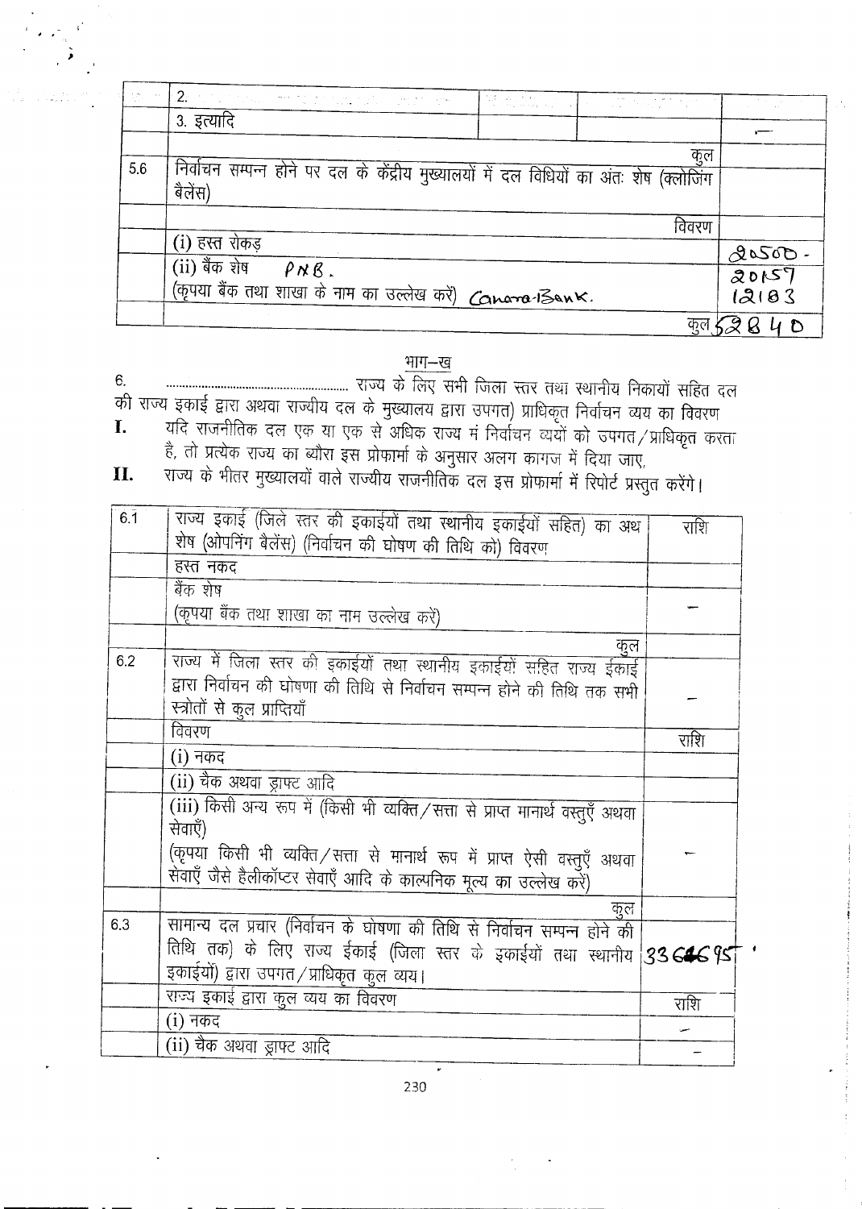|  | 2. |  |  |  |
|---|---|---|---|---|
|  | 3. इत्यादि |  |  | — |
|  |  |  | कुल |  |
| 5.6 | निर्वाचन सम्पन्न होने पर दल के केंद्रीय मुख्यालयों में दल विधियों का अंतः शेष (क्लोजिंग बैलेंस) |  |  |  |
|  |  |  | विवरण |  |
|  | (i) हस्त रोकड़ |  |  | 20500. |
|  | (ii) बैंक शेष PNB. (कृपया बैंक तथा शाखा के नाम का उल्लेख करें) Canara Bank. |  |  | 20157 12183 |
|  |  |  | कुल | 52840 |

## भाग–ख

6\. ........................................ राज्य के लिए सभी जिला स्तर तथा स्थानीय निकायों सहित दल की राज्य इकाई द्वारा अथवा राज्यीय दल के मुख्यालय द्वारा उपगत) प्राधिकृत निर्वाचन व्यय का विवरण

**I.** यदि राजनीतिक दल एक या एक से अधिक राज्य में निर्वाचन व्ययों को उपगत/प्राधिकृत करता है, तो प्रत्येक राज्य का ब्यौरा इस प्रोफार्मा के अनुसार अलग कागज में दिया जाए,

**II.** राज्य के भीतर मुख्यालयों वाले राज्यीय राजनीतिक दल इस प्रोफार्मा में रिपोर्ट प्रस्तुत करेंगे।

| 6.1 | राज्य इकाई (जिले स्तर की इकाईयों तथा स्थानीय इकाईयों सहित) का अथ शेष (ओपनिंग बैलेंस) (निर्वाचन की घोषणा की तिथि को) विवरण | राशि |
|---|---|---|
|  | हस्त नकद |  |
|  | बैंक शेष (कृपया बैंक तथा शाखा का नाम उल्लेख करें) | — |
|  | कुल |  |
| 6.2 | राज्य में जिला स्तर की इकाईयों तथा स्थानीय इकाईयों सहित राज्य ईकाई द्वारा निर्वाचन की घोषणा की तिथि से निर्वाचन सम्पन्न होने की तिथि तक सभी स्त्रोतों से कुल प्राप्तियाँ | — |
|  | विवरण | राशि |
|  | (i) नकद |  |
|  | (ii) चैक अथवा ड्राफ्ट आदि |  |
|  | (iii) किसी अन्य रूप में (किसी भी व्यक्ति/सत्ता से प्राप्त मानार्थ वस्तुएँ अथवा सेवाएँ) (कृपया किसी भी व्यक्ति/सत्ता से मानार्थ रूप में प्राप्त ऐसी वस्तुएँ अथवा सेवाएँ जैसे हैलीकॉप्टर सेवाएँ आदि के काल्पनिक मूल्य का उल्लेख करें) | — |
|  | कुल |  |
| 6.3 | सामान्य दल प्रचार (निर्वाचन के घोषणा की तिथि से निर्वाचन सम्पन्न होने की तिथि तक) के लिए राज्य ईकाई (जिला स्तर के इकाईयों तथा स्थानीय इकाईयों) द्वारा उपगत/प्राधिकृत कुल व्यय। | 3364695 |
|  | राज्य इकाई द्वारा कुल व्यय का विवरण | राशि |
|  | (i) नकद | — |
|  | (ii) चैक अथवा ड्राफ्ट आदि | — |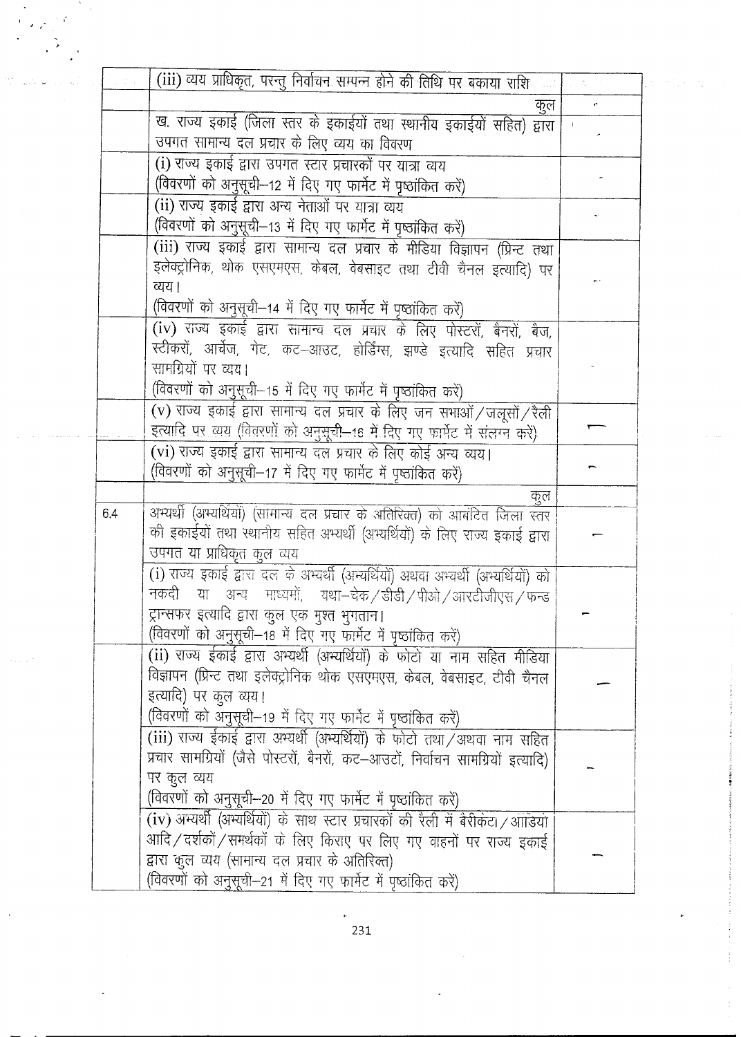|  |  |  |
|---|---|---|
|  | (iii) व्यय प्राधिकृत, परन्तु निर्वाचन सम्पन्न होने की तिथि पर बकाया राशि |  |
|  | कुल |  |
|  | ख. राज्य इकाई (जिला स्तर के इकाईयों तथा स्थानीय इकाईयों सहित) द्वारा उपगत सामान्य दल प्रचार के लिए व्यय का विवरण |  |
|  | (i) राज्य इकाई द्वारा उपगत स्टार प्रचारकों पर यात्रा व्यय (विवरणों को अनुसूची–12 में दिए गए फार्मेट में पृष्ठांकित करें) | - |
|  | (ii) राज्य इकाई द्वारा अन्य नेताओं पर यात्रा व्यय (विवरणों को अनुसूची–13 में दिए गए फार्मेट में पृष्ठांकित करें) | - |
|  | (iii) राज्य इकाई द्वारा सामान्य दल प्रचार के मीडिया विज्ञापन (प्रिन्ट तथा इलेक्ट्रोनिक, थोक एसएमएस, केबल, वेबसाइट तथा टीवी चैनल इत्यादि) पर व्यय। (विवरणों को अनुसूची–14 में दिए गए फार्मेट में पृष्ठांकित करें) | - |
|  | (iv) राज्य इकाई द्वारा सामान्य दल प्रचार के लिए पोस्टरों, बैनरों, बैज, स्टीकरों, आर्चेज, गेट, कट–आउट, होर्डिंग्स, झण्डे इत्यादि सहित प्रचार सामग्रियों पर व्यय। (विवरणों को अनुसूची–15 में दिए गए फार्मेट में पृष्ठांकित करें) | - |
|  | (v) राज्य इकाई द्वारा सामान्य दल प्रचार के लिए जन सभाओं/जलूसों/रैली इत्यादि पर व्यय (विवरणों को अनुसूची–16 में दिए गए फार्मेट में संलग्न करें) | — |
|  | (vi) राज्य इकाई द्वारा सामान्य दल प्रचार के लिए कोई अन्य व्यय। (विवरणों को अनुसूची–17 में दिए गए फार्मेट में पृष्ठांकित करें) | — |
|  | कुल |  |
| 6.4 | अभ्यर्थी (अभ्यर्थियों) (सामान्य दल प्रचार के अतिरिक्त) को आबंटित जिला स्तर की इकाईयों तथा स्थानीय सहित अभ्यर्थी (अभ्यर्थियों) के लिए राज्य इकाई द्वारा उपगत या प्राधिकृत कुल व्यय | — |
|  | (i) राज्य इकाई द्वारा दल के अभ्यर्थी (अभ्यर्थियों) अथवा अभ्यर्थी (अभ्यर्थियों) को नकदी या अन्य माध्यमों, यथा–चेक/डीडी/पीओ/आरटीजीएस/फन्ड ट्रान्सफर इत्यादि द्वारा कुल एक मुश्त भुगतान। (विवरणों को अनुसूची–18 में दिए गए फार्मेट में पृष्ठांकित करें) | — |
|  | (ii) राज्य ईकाई द्वारा अभ्यर्थी (अभ्यर्थियों) के फोटो या नाम सहित मीडिया विज्ञापन (प्रिन्ट तथा इलेक्ट्रोनिक थोक एसएमएस, केबल, वेबसाइट, टीवी चैनल इत्यादि) पर कुल व्यय। (विवरणों को अनुसूची–19 में दिए गए फार्मेट में पृष्ठांकित करें) | — |
|  | (iii) राज्य ईकाई द्वारा अभ्यर्थी (अभ्यर्थियों) के फोटो तथा/अथवा नाम सहित प्रचार सामग्रियों (जैसे पोस्टरों, बैनरों, कट–आउटों, निर्वाचन सामग्रियों इत्यादि) पर कुल व्यय (विवरणों को अनुसूची–20 में दिए गए फार्मेट में पृष्ठांकित करें) | — |
|  | (iv) अभ्यर्थी (अभ्यर्थियों) के साथ स्टार प्रचारकों की रैली में बैरीकेटा/आडियो आदि/दर्शकों/समर्थकों के लिए किराए पर लिए गए वाहनों पर राज्य इकाई द्वारा कुल व्यय (सामान्य दल प्रचार के अतिरिक्त) (विवरणों को अनुसूची–21 में दिए गए फार्मेट में पृष्ठांकित करें) | — |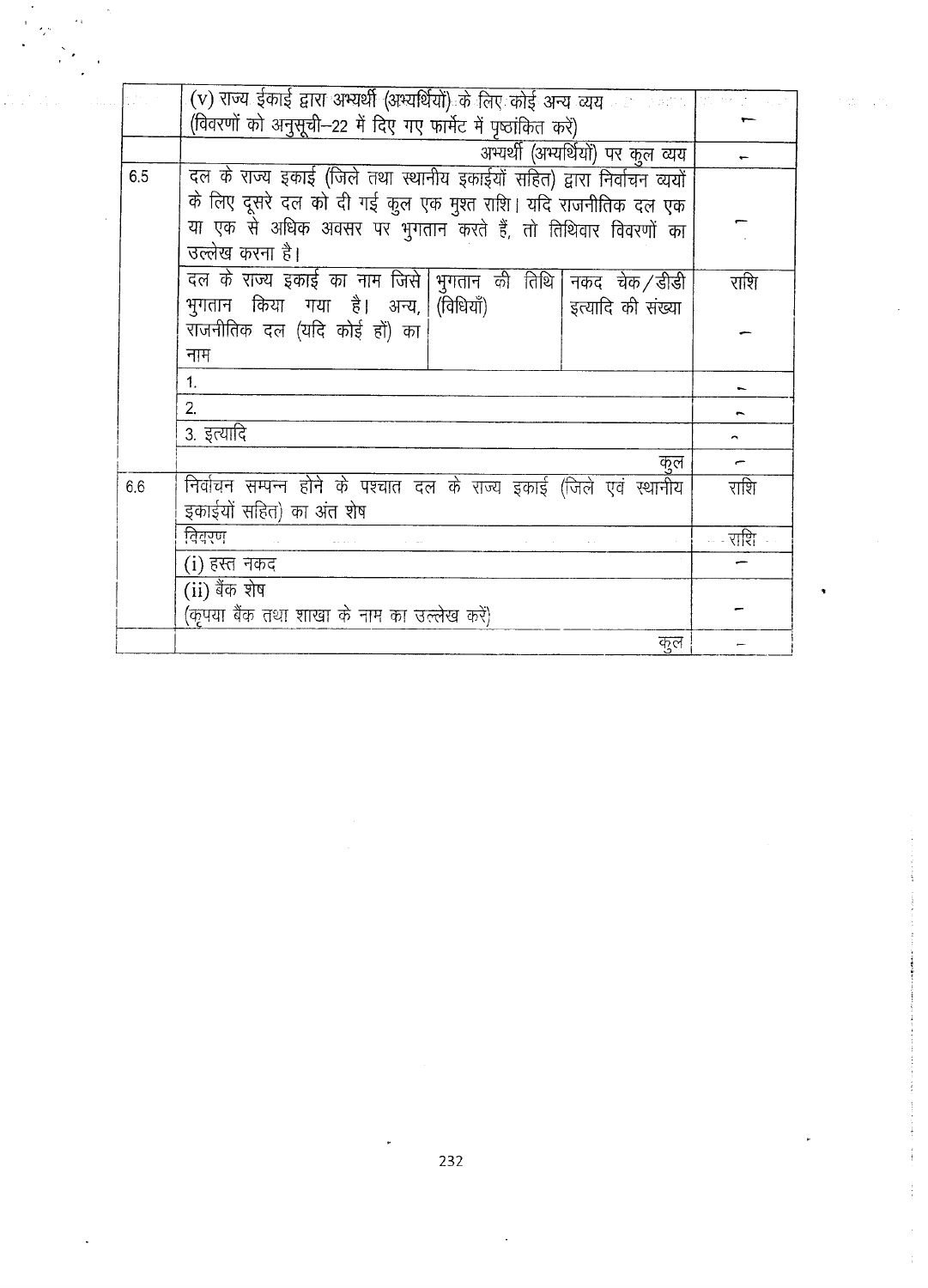| | | | | |
|---|---|---|---|---|
| | (v) राज्य इकाई द्वारा अभ्यर्थी (अभ्यर्थियों) के लिए कोई अन्य व्यय (विवरणों को अनुसूची–22 में दिए गए फार्मेट में पृष्ठांकित करें) | | | – |
| | | | अभ्यर्थी (अभ्यर्थियों) पर कुल व्यय | – |
| 6.5 | दल के राज्य इकाई (जिले तथा स्थानीय इकाईयों सहित) द्वारा निर्वाचन व्ययों के लिए दूसरे दल को दी गई कुल एक मुश्त राशि। यदि राजनीतिक दल एक या एक से अधिक अवसर पर भुगतान करते हैं, तो तिथिवार विवरणों का उल्लेख करना है। | | | – |
| | दल के राज्य इकाई का नाम जिसे भुगतान किया गया है। अन्य, राजनीतिक दल (यदि कोई हों) का नाम | भुगतान की तिथि (विधियाँ) | नकद चेक/डीडी इत्यादि की संख्या | राशि – |
| | 1. | | | – |
| | 2. | | | – |
| | 3. इत्यादि | | | – |
| | | | कुल | – |
| 6.6 | निर्वाचन सम्पन्न होने के पश्चात दल के राज्य इकाई (जिले एवं स्थानीय इकाईयों सहित) का अंत शेष | | | राशि |
| | विवरण | | | राशि |
| | (i) हस्त नकद | | | – |
| | (ii) बैंक शेष (कृपया बैंक तथा शाखा के नाम का उल्लेख करें) | | | – |
| | | | कुल | – |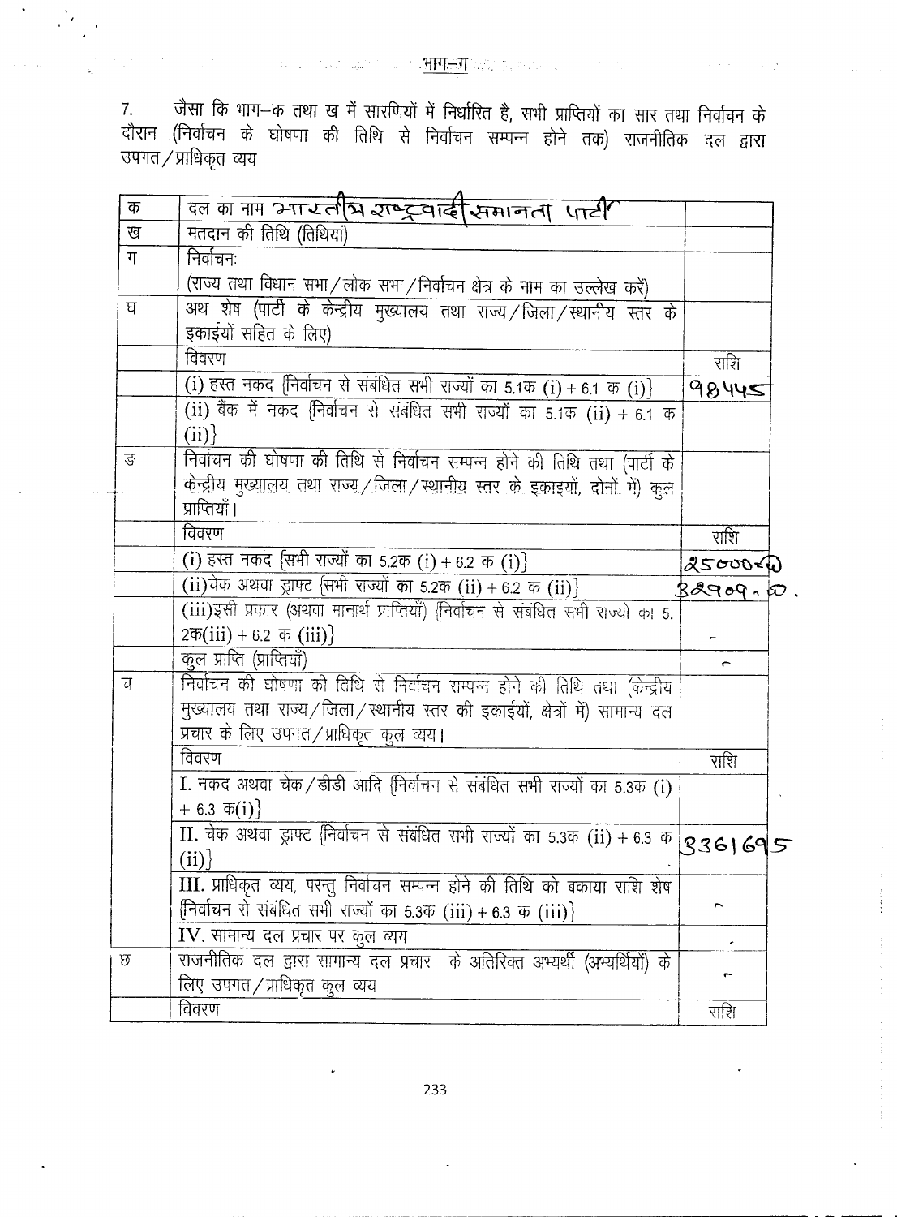## भाग–ग

7. जैसा कि भाग–क तथा ख में सारणियों में निर्धारित है, सभी प्राप्तियों का सार तथा निर्वाचन के दौरान (निर्वाचन के घोषणा की तिथि से निर्वाचन सम्पन्न होने तक) राजनीतिक दल द्वारा उपगत/प्राधिकृत व्यय

| | | |
|---|---|---|
| क | दल का नाम भारतीय राष्ट्रवादी समानता पार्टी | |
| ख | मतदान की तिथि (तिथियां) | |
| ग | निर्वाचनः<br>(राज्य तथा विधान सभा/लोक सभा/निर्वाचन क्षेत्र के नाम का उल्लेख करें) | |
| घ | अथ शेष (पार्टी के केन्द्रीय मुख्यालय तथा राज्य/जिला/स्थानीय स्तर के इकाईयों सहित के लिए) | |
| | विवरण | राशि |
| | (i) हस्त नकद {निर्वाचन से संबंधित सभी राज्यों का 5.1क (i) + 6.1 क (i)} | 98445 |
| | (ii) बैंक में नकद {निर्वाचन से संबंधित सभी राज्यों का 5.1क (ii) + 6.1 क (ii)} | |
| ङ | निर्वाचन की घोषणा की तिथि से निर्वाचन सम्पन्न होने की तिथि तथा (पार्टी के केन्द्रीय मुख्यालय तथा राज्य/जिला/स्थानीय स्तर के इकाइयों, दोनों में) कुल प्राप्तियाँ। | |
| | विवरण | राशि |
| | (i) हस्त नकद {सभी राज्यों का 5.2क (i) + 6.2 क (i)} | 25000.00 |
| | (ii)चेक अथवा ड्राफ्ट {सभी राज्यों का 5.2क (ii) + 6.2 क (ii)} | 32909.00 |
| | (iii)इसी प्रकार (अथवा मानार्थ प्राप्तियाँ) {निर्वाचन से संबंधित सभी राज्यों का 5.2क(iii) + 6.2 क (iii)} | - |
| | कुल प्राप्ति (प्राप्तियाँ) | - |
| च | निर्वाचन की घोषणा की तिथि से निर्वाचन सम्पन्न होने की तिथि तथा (केन्द्रीय मुख्यालय तथा राज्य/जिला/स्थानीय स्तर की इकाईयों, क्षेत्रों में) सामान्य दल प्रचार के लिए उपगत/प्राधिकृत कुल व्यय। | |
| | विवरण | राशि |
| | I. नकद अथवा चेक/डीडी आदि {निर्वाचन से संबंधित सभी राज्यों का 5.3क (i) + 6.3 क(i)} | |
| | II. चेक अथवा ड्राफ्ट {निर्वाचन से संबंधित सभी राज्यों का 5.3क (ii) + 6.3 क (ii)} | 3361695 |
| | III. प्राधिकृत व्यय, परन्तु निर्वाचन सम्पन्न होने की तिथि को बकाया राशि शेष {निर्वाचन से संबंधित सभी राज्यों का 5.3क (iii) + 6.3 क (iii)} | - |
| | IV. सामान्य दल प्रचार पर कुल व्यय | - |
| छ | राजनीतिक दल द्वारा सामान्य दल प्रचार के अतिरिक्त अभ्यर्थी (अभ्यर्थियों) के लिए उपगत/प्राधिकृत कुल व्यय | - |
| | विवरण | राशि |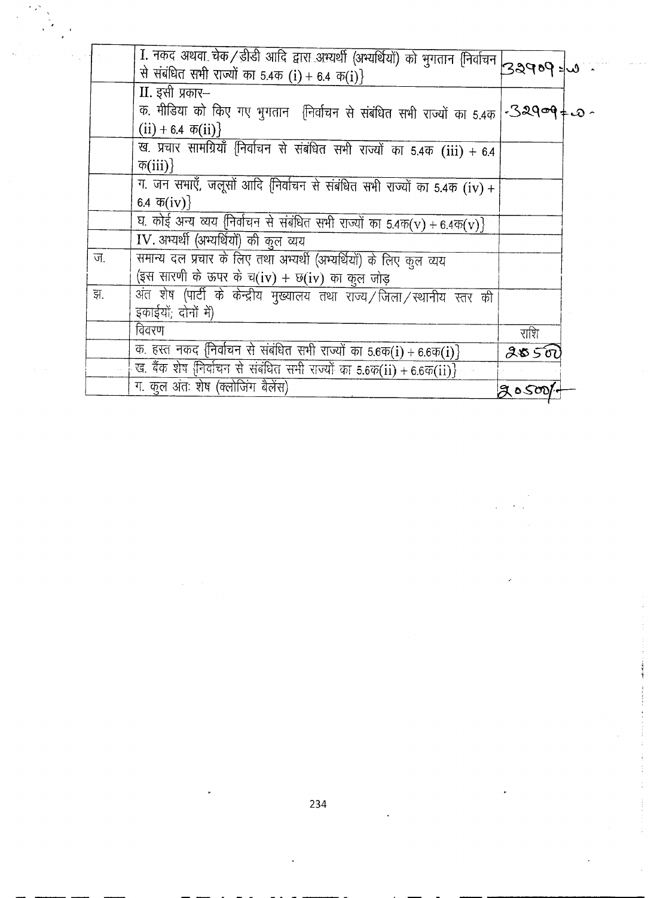|  |  |  |
|---|---|---|
|  | I. नकद अथवा चेक/डीडी आदि द्वारा अभ्यर्थी (अभ्यर्थियों) को भुगतान {निर्वाचन से संबंधित सभी राज्यों का 5.4क (i) + 6.4 क(i)} | 32909=ω |
|  | II. इसी प्रकार–<br>क. मीडिया को किए गए भुगतान {निर्वाचन से संबंधित सभी राज्यों का 5.4क (ii) + 6.4 क(ii)} | -32909=ω- |
|  | ख. प्रचार सामग्रियाँ {निर्वाचन से संबंधित सभी राज्यों का 5.4क (iii) + 6.4 क(iii)} |  |
|  | ग. जन सभाएँ, जलूसों आदि {निर्वाचन से संबंधित सभी राज्यों का 5.4क (iv) + 6.4 क(iv)} |  |
|  | घ. कोई अन्य व्यय {निर्वाचन से संबंधित सभी राज्यों का 5.4क(v) + 6.4क(v)} |  |
|  | IV. अभ्यर्थी (अभ्यर्थियों) की कुल व्यय |  |
| ज. | समान्य दल प्रचार के लिए तथा अभ्यर्थी (अभ्यर्थियों) के लिए कुल व्यय<br>(इस सारणी के ऊपर के च(iv) + छ(iv) का कुल जोड़ |  |
| झ. | अंत शेष (पार्टी के केन्द्रीय मुख्यालय तथा राज्य/जिला/स्थानीय स्तर की इकाईयों; दोनों में) |  |
|  | विवरण | राशि |
|  | क. हस्त नकद {निर्वाचन से संबंधित सभी राज्यों का 5.6क(i) + 6.6क(i)} | 20500 |
|  | ख. बैंक शेष {निर्वाचन से संबंधित सभी राज्यों का 5.6क(ii) + 6.6क(ii)} |  |
|  | ग. कुल अंतः शेष (क्लोजिंग बैलेंस) | 20500/- |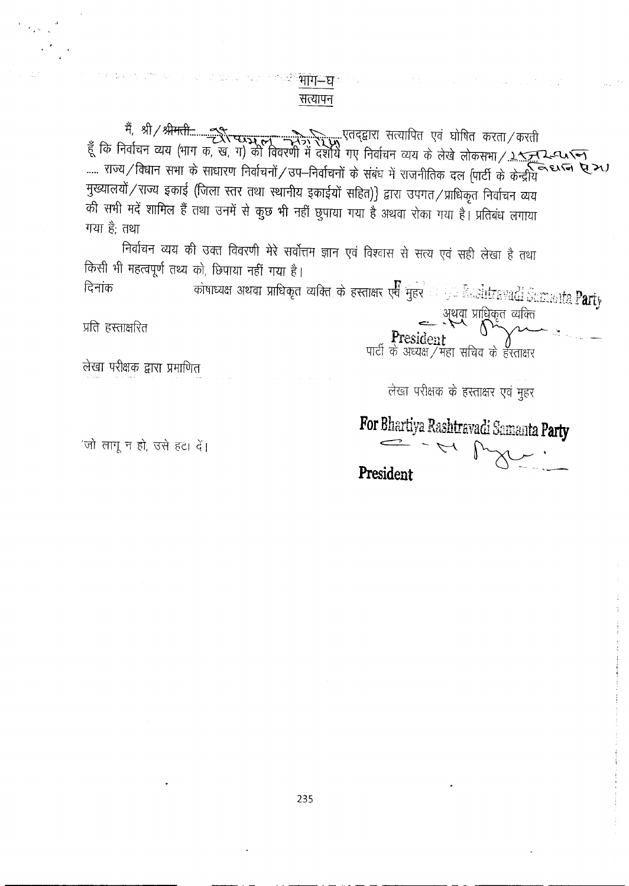## भाग–घ
### सत्यापन

मैं, श्री/~~श्रीमती~~......श्यामल नेतरिया......एतद्द्वारा सत्यापित एवं घोषित करता/करती हूँ कि निर्वाचन व्यय (भाग क, ख, ग) की विवरणी में दर्शाये गए निर्वाचन व्यय के लेखे लोकसभा/राजस्थान ..... राज्य/विधान सभा के साधारण निर्वाचनों/उप–निर्वाचनों के संबंध में राजनीतिक दल {पार्टी के केन्द्रीय मुख्यालयों/राज्य इकाई (जिला स्तर तथा स्थानीय इकाईयों सहित)} द्वारा उपगत/प्राधिकृत निर्वाचन व्यय की सभी मदें शामिल हैं तथा उनमें से कुछ भी नहीं छुपाया गया है अथवा रोका गया है। प्रतिबंध लगाया गया है; तथा

निर्वाचन व्यय की उक्त विवरणी मेरे सर्वोत्तम ज्ञान एवं विश्वास से सत्य एवं सही लेखा है तथा किसी भी महत्वपूर्ण तथ्य को, छिपाया नहीं गया है।

दिनांक

कोषाध्यक्ष अथवा प्राधिकृत व्यक्ति के हस्ताक्षर एवं मुहर For Bhartiya Rashtravadi Samanta Party

अथवा प्राधिकृत व्यक्ति

President

पार्टी के अध्यक्ष/महा सचिव के हस्ताक्षर

प्रति हस्ताक्षरित

लेखा परीक्षक द्वारा प्रमाणित

लेखा परीक्षक के हस्ताक्षर एवं मुहर

For Bhartiya Rashtravadi Samanta Party

President

'जो लागू न हो, उसे हटा दें।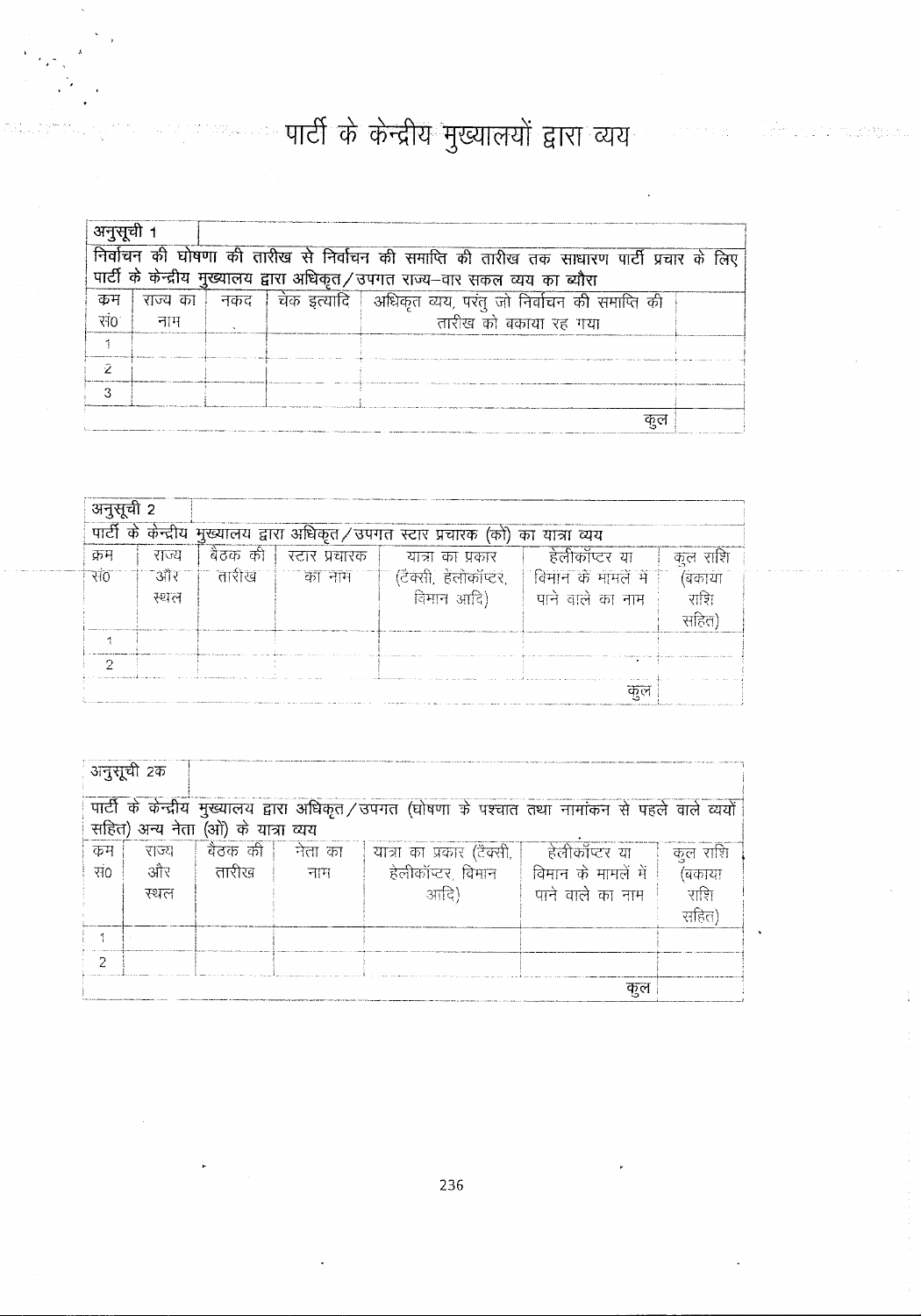# पार्टी के केन्द्रीय मुख्यालयों द्वारा व्यय

**अनुसूची 1**

निर्वाचन की घोषणा की तारीख से निर्वाचन की समाप्ति की तारीख तक साधारण पार्टी प्रचार के लिए पार्टी के केन्द्रीय मुख्यालय द्वारा अधिकृत/उपगत राज्य–वार सकल व्यय का ब्यौरा

| क्रम सं0 | राज्य का नाम | नकद | चेक इत्यादि | अधिकृत व्यय, परंतु जो निर्वाचन की समाप्ति की तारीख को बकाया रह गया | |
|---|---|---|---|---|---|
| 1 | | | | | |
| 2 | | | | | |
| 3 | | | | | |
| | | | | कुल | |

**अनुसूची 2**

पार्टी के केन्द्रीय मुख्यालय द्वारा अधिकृत/उपगत स्टार प्रचारक (कों) का यात्रा व्यय

| क्रम सं0 | राज्य और स्थल | बैठक की तारीख | स्टार प्रचारक का नाम | यात्रा का प्रकार (टैक्सी, हेलीकॉप्टर, विमान आदि) | हेलीकॉप्टर या विमान के मामलें में पाने वाले का नाम | कुल राशि (बकाया राशि सहित) |
|---|---|---|---|---|---|---|
| 1 | | | | | | |
| 2 | | | | | | |
| | | | | | कुल | |

**अनुसूची 2क**

पार्टी के केन्द्रीय मुख्यालय द्वारा अधिकृत/उपगत (घोषणा के पश्चात तथा नामांकन से पहले वाले व्ययों सहित) अन्य नेता (ओं) के यात्रा व्यय

| क्रम सं0 | राज्य और स्थल | बैठक की तारीख | नेता का नाम | यात्रा का प्रकार (टैक्सी, हेलीकॉप्टर, विमान आदि) | हेलीकॉप्टर या विमान के मामलें में पाने वाले का नाम | कुल राशि (बकाया राशि सहित) |
|---|---|---|---|---|---|---|
| 1 | | | | | | |
| 2 | | | | | | |
| | | | | | कुल | |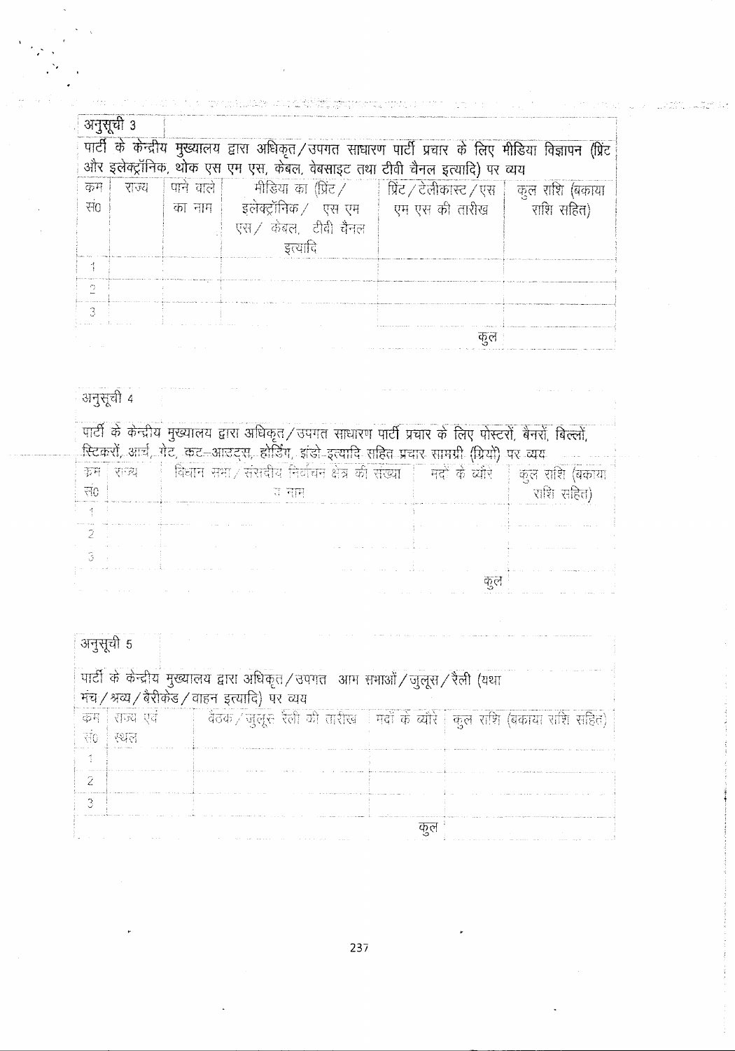अनुसूची 3

पार्टी के केन्द्रीय मुख्यालय द्वारा अधिकृत/उपगत साधारण पार्टी प्रचार के लिए मीडिया विज्ञापन (प्रिंट और इलेक्ट्रॉनिक, थोक एस एम एस, केबल, वेबसाइट तथा टीवी चैनल इत्यादि) पर व्यय

| क्रम सं0 | राज्य | पाने वाले का नाम | मीडिया का (प्रिंट/ इलेक्ट्रॉनिक/ एस एम एस/ केबल, टीवी चैनल इत्यादि | प्रिंट/टेलीकास्ट/एस एम एस की तारीख | कुल राशि (बकाया राशि सहित) |
|---|---|---|---|---|---|
| 1 | | | | | |
| 2 | | | | | |
| 3 | | | | | |
| | | | | कुल | |

अनुसूची 4

पार्टी के केन्द्रीय मुख्यालय द्वारा अधिकृत/उपगत साधारण पार्टी प्रचार के लिए पोस्टरों, बैनरों, बिल्लों, स्टिकरों, आर्च, गेट, कट–आउट्स, होर्डिंग, झंडो इत्यादि सहित प्रचार सामग्री (प्रियों) पर व्यय

| क्रम सं0 | राज्य | विधान सभा/संसदीय निर्वाचन क्षेत्र की संख्या व नाम | मदों के ब्यौरे | कुल राशि (बकाया राशि सहित) |
|---|---|---|---|---|
| 1 | | | | |
| 2 | | | | |
| 3 | | | | |
| | | | कुल | |

अनुसूची 5

पार्टी के केन्द्रीय मुख्यालय द्वारा अधिकृत/उपगत आम सभाओं/जुलूस/रैली (यथा मंच/श्रव्य/बैरीकेड/वाहन इत्यादि) पर व्यय

| क्रम सं0 | राज्य एवं स्थल | बैठक/जुलूस रैली की तारीख | मदों के ब्यौरे | कुल राशि (बकाया राशि सहित) |
|---|---|---|---|---|
| 1 | | | | |
| 2 | | | | |
| 3 | | | | |
| | | | कुल | |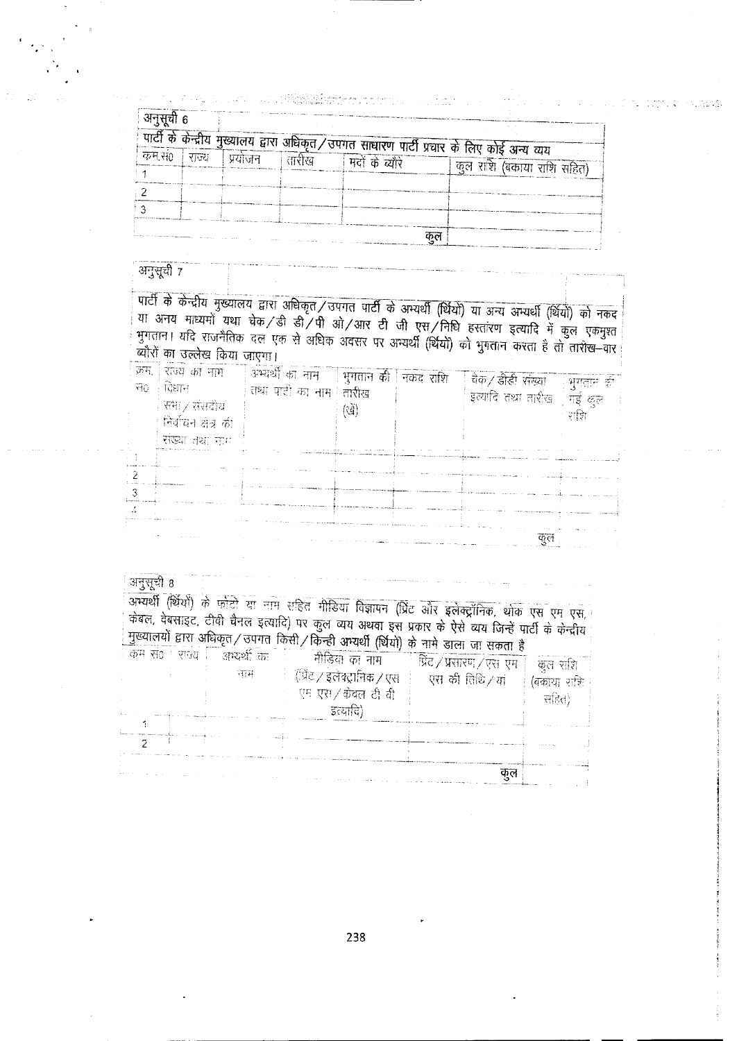## अनुसूची 6

पार्टी के केन्द्रीय मुख्यालय द्वारा अधिकृत/उपगत साधारण पार्टी प्रचार के लिए कोई अन्य व्यय

| क्रम.सं0 | राज्य | प्रयोजन | तारीख | मदों के ब्यौरे | कुल राशि (बकाया राशि सहित) |
|---|---|---|---|---|---|
| 1 | | | | | |
| 2 | | | | | |
| 3 | | | | | |
| | | | | कुल | |

## अनुसूची 7

पार्टी के केन्द्रीय मुख्यालय द्वारा अधिकृत/उपगत पार्टी के अभ्यर्थी (र्थियों) या अन्य अभ्यर्थी (र्थियों) को नकद या अनय माध्यमों यथा चेक/डी डी/पी ओ/आर टी जी एस/निधि हस्तांरण इत्यादि में कुल एकमुश्त भुगतान। यदि राजनैतिक दल एक से अधिक अवसर पर अभ्यर्थी (र्थियों) को भुगतान करता है तो तारीख–वार ब्यौरों का उल्लेख किया जाएगा।

| क्रम. सं0 | राज्य का नाम विधान सभा/संसदीय निर्वाचन क्षेत्र की संख्या तथा नाम | अभ्यर्थी का नाम तथा पार्टी का नाम | भुगतान की तारीख (खें) | नकद राशि | चेक/डीडी संख्या इत्यादि तथा तारीख | भुगतान की गई कुल राशि |
|---|---|---|---|---|---|---|
| 1 | | | | | | |
| 2 | | | | | | |
| 3 | | | | | | |
| 4 | | | | | | |
| | | | | | कुल | |

## अनुसूची 8

अभ्यर्थी (र्थियों) के फोटो या नाम सहित मीडिया विज्ञापन (प्रिंट और इलेक्ट्रॉनिक, थोक एस एम एस, केबल, वेबसाइट, टीवी चैनल इत्यादि) पर कुल व्यय अथवा इस प्रकार के ऐसे व्यय जिन्हें पार्टी के केन्द्रीय मुख्यालयों द्वारा अधिकृत/उपगत किसी/किन्ही अभ्यर्थी (र्थियों) के नामे डाला जा सकता है

| क्रम सं0 | राज्य | अभ्यर्थी का नाम | मीडिया का नाम (प्रिंट/इलेक्ट्रानिक/एस एम एस/केबल टी वी इत्यादि) | प्रिंट/प्रसारण/एस एम एस की तिथि/यां | कुल राशि (बकाया राशि सहित) |
|---|---|---|---|---|---|
| 1 | | | | | |
| 2 | | | | | |
| | | | | कुल | |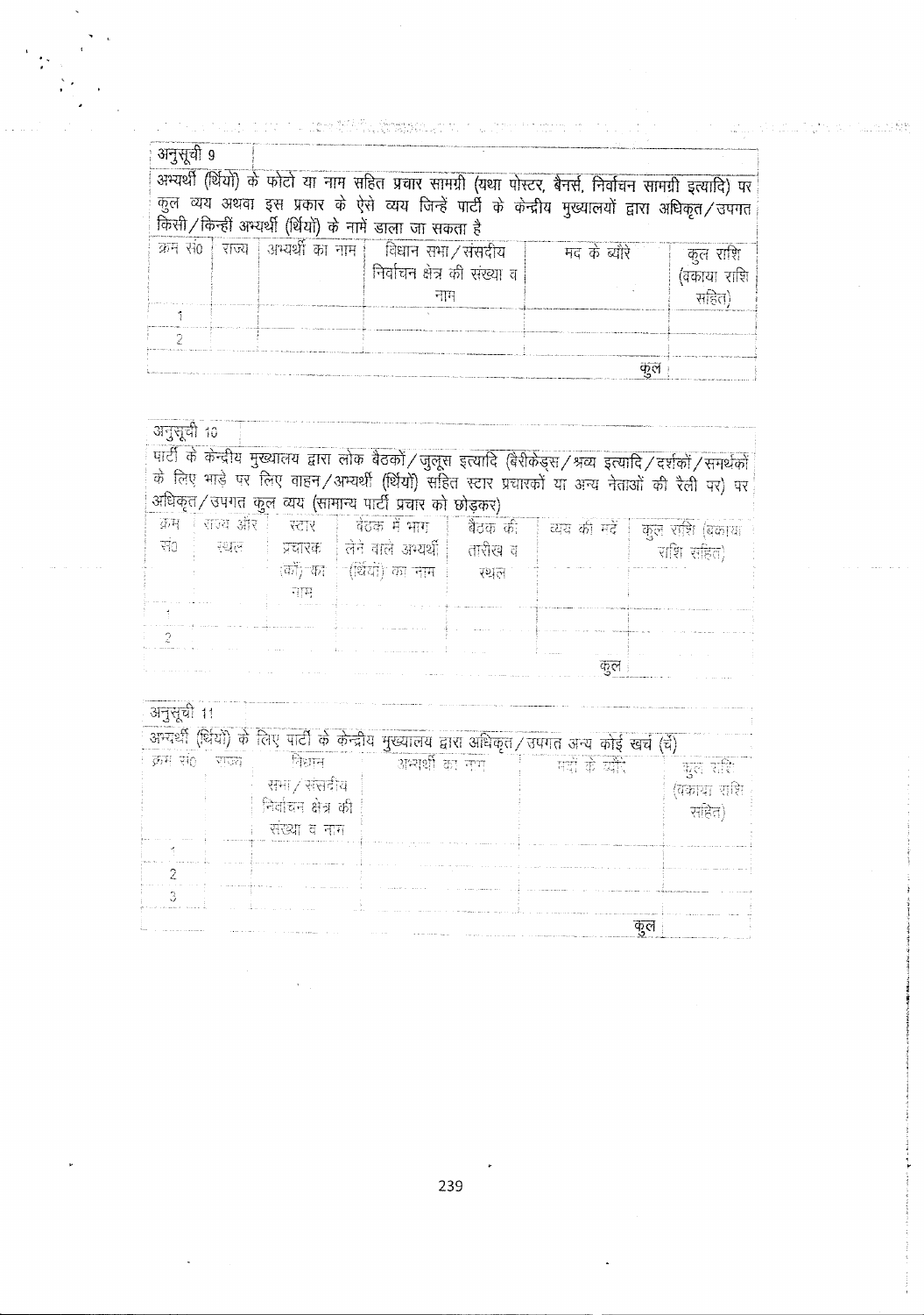अनुसूची 9

अभ्यर्थी (र्थियों) के फोटो या नाम सहित प्रचार सामग्री (यथा पोस्टर, बैनर्स, निर्वाचन सामग्री इत्यादि) पर कुल व्यय अथवा इस प्रकार के ऐसे व्यय जिन्हें पार्टी के केन्द्रीय मुख्यालयों द्वारा अधिकृत/उपगत किसी/किन्हीं अभ्यर्थी (र्थियों) के नामें डाला जा सकता है

| क्रम सं0 | राज्य | अभ्यर्थी का नाम | विधान सभा/संसदीय निर्वाचन क्षेत्र की संख्या व नाम | मद के ब्यौरे | कुल राशि (बकाया राशि सहित) |
|---|---|---|---|---|---|
| 1 | | | | | |
| 2 | | | | | |
| | | | | कुल | |

अनुसूची 10

पार्टी के केन्द्रीय मुख्यालय द्वारा लोक बैठकों/जुलूस इत्यादि (बैरीकेड्स/श्रव्य इत्यादि/दर्शकों/समर्थकों के लिए भाड़े पर लिए वाहन/अभ्यर्थी (र्थियों) सहित स्टार प्रचारकों या अन्य नेताओं की रैली पर) पर अधिकृत/उपगत कुल व्यय (सामान्य पार्टी प्रचार को छोड़कर)

| क्रम सं0 | राज्य और स्थल | स्टार प्रचारक (कों) का नाम | बैठक में भाग लेने वाले अभ्यर्थी (र्थियों) का नाम | बैठक की तारीख व स्थल | व्यय की मदें | कुल राशि (बकाया राशि सहित) |
|---|---|---|---|---|---|---|
| 1 | | | | | | |
| 2 | | | | | | |
| | | | | | कुल | |

अनुसूची 11

अभ्यर्थी (र्थियों) के लिए पार्टी के केन्द्रीय मुख्यालय द्वारा अधिकृत/उपगत अन्य कोई खर्च (र्चे)

| क्रम सं0 | राज्य | विधान सभा/संसदीय निर्वाचन क्षेत्र की संख्या व नाम | अभ्यर्थी का नाम | मदों के ब्यौरे | कुल राशि (बकाया राशि सहित) |
|---|---|---|---|---|---|
| 1 | | | | | |
| 2 | | | | | |
| 3 | | | | | |
| | | | | कुल | |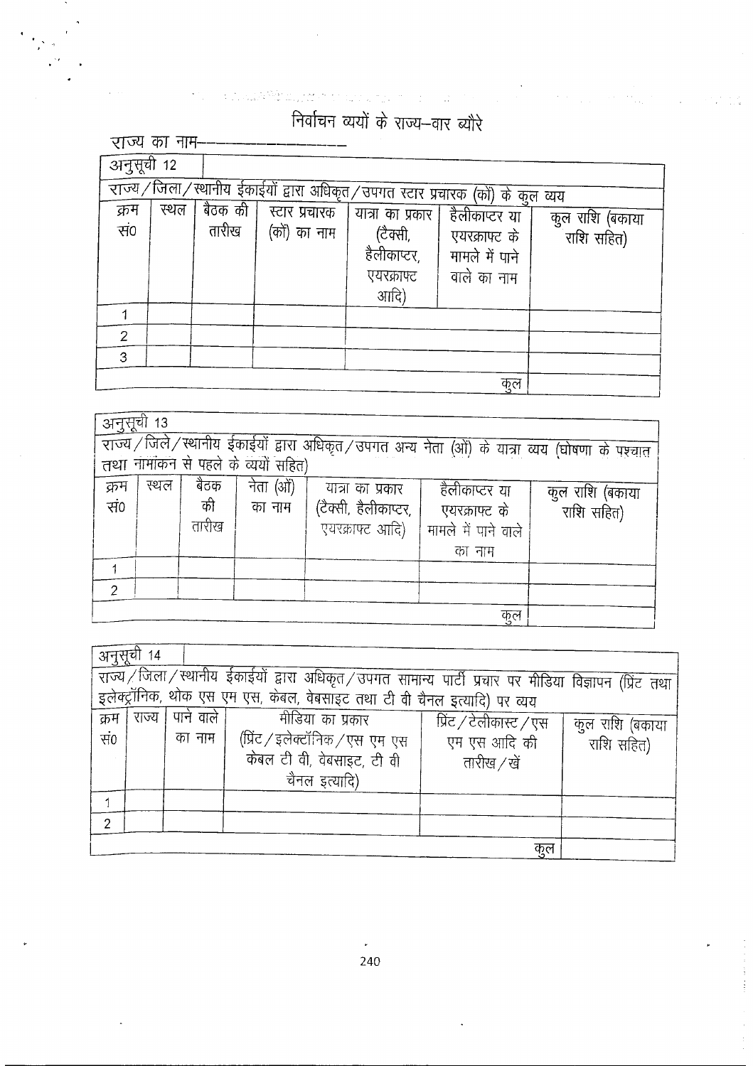# निर्वाचन व्ययों के राज्य–वार ब्यौरे

राज्य का नाम—————————

| अनुसूची 12 | | | | | | |
|---|---|---|---|---|---|---|
| राज्य/जिला/स्थानीय ईकाईयों द्वारा अधिकृत/उपगत स्टार प्रचारक (कों) के कुल व्यय | | | | | | |
| क्रम सं0 | स्थल | बैठक की तारीख | स्टार प्रचारक (कों) का नाम | यात्रा का प्रकार (टैक्सी, हैलीकाप्टर, एयरक्राफ्ट आदि) | हैलीकाप्टर या एयरक्राफ्ट के मामले में पाने वाले का नाम | कुल राशि (बकाया राशि सहित) |
| 1 | | | | | | |
| 2 | | | | | | |
| 3 | | | | | | |
| | | | | | कुल | |

| अनुसूची 13 | | | | | | |
|---|---|---|---|---|---|---|
| राज्य/जिले/स्थानीय ईकाईयों द्वारा अधिकृत/उपगत अन्य नेता (ओं) के यात्रा व्यय (घोषणा के पश्चात तथा नामांकन से पहले के व्ययों सहित) | | | | | | |
| क्रम सं0 | स्थल | बैठक की तारीख | नेता (ओं) का नाम | यात्रा का प्रकार (टैक्सी, हैलीकाप्टर, एयरक्राफ्ट आदि) | हैलीकाप्टर या एयरक्राफ्ट के मामले में पाने वाले का नाम | कुल राशि (बकाया राशि सहित) |
| 1 | | | | | | |
| 2 | | | | | | |
| | | | | | कुल | |

| अनुसूची 14 | | | | | |
|---|---|---|---|---|---|
| राज्य/जिला/स्थानीय ईकाईयों द्वारा अधिकृत/उपगत सामान्य पार्टी प्रचार पर मीडिया विज्ञापन (प्रिंट तथा इलेक्ट्रॉनिक, थोक एस एम एस, केबल, वेबसाइट तथा टी वी चैनल इत्यादि) पर व्यय | | | | | |
| क्रम सं0 | राज्य | पाने वाले का नाम | मीडिया का प्रकार (प्रिंट/इलेक्ट्रॉनिक/एस एम एस केबल टी वी, वेबसाइट, टी वी चैनल इत्यादि) | प्रिंट/टेलीकास्ट/एस एम एस आदि की तारीख/खें | कुल राशि (बकाया राशि सहित) |
| 1 | | | | | |
| 2 | | | | | |
| | | | | कुल | |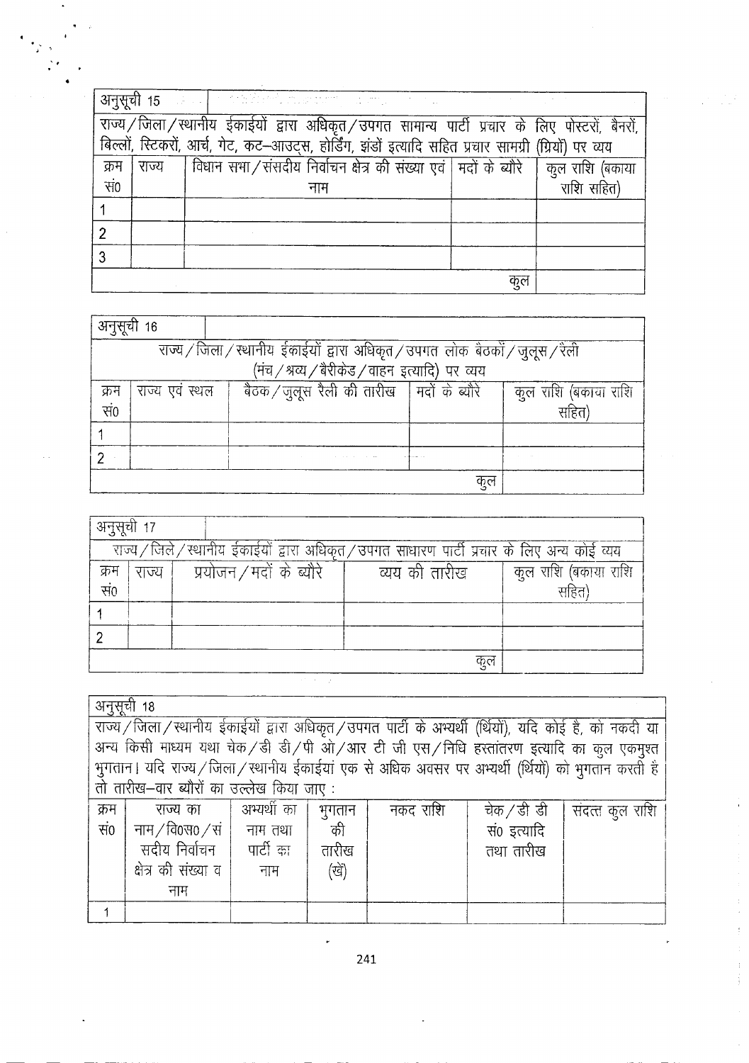## अनुसूची 15

राज्य/जिला/स्थानीय ईकाईयों द्वारा अधिकृत/उपगत सामान्य पार्टी प्रचार के लिए पोस्टरों, बैनरों, बिल्लों, स्टिकरों, आर्च, गेट, कट–आउट्स, होर्डिंग, झंडों इत्यादि सहित प्रचार सामग्री (ग्रियों) पर व्यय

| क्रम सं0 | राज्य | विधान सभा/संसदीय निर्वाचन क्षेत्र की संख्या एवं नाम | मदों के ब्यौरे | कुल राशि (बकाया राशि सहित) |
|---|---|---|---|---|
| 1 | | | | |
| 2 | | | | |
| 3 | | | | |
| | | | कुल | |

## अनुसूची 16

राज्य/जिला/स्थानीय ईकाईयों द्वारा अधिकृत/उपगत लोक बैठकों/जुलूस/रैली (मंच/श्रव्य/बैरीकेड/वाहन इत्यादि) पर व्यय

| क्रम सं0 | राज्य एवं स्थल | बैठक/जुलूस रैली की तारीख | मदों के ब्यौरे | कुल राशि (बकाया राशि सहित) |
|---|---|---|---|---|
| 1 | | | | |
| 2 | | | | |
| | | | कुल | |

## अनुसूची 17

राज्य/जिले/स्थानीय ईकाईयों द्वारा अधिकृत/उपगत साधारण पार्टी प्रचार के लिए अन्य कोई व्यय

| क्रम सं0 | राज्य | प्रयोजन/मदों के ब्यौरे | व्यय की तारीख | कुल राशि (बकाया राशि सहित) |
|---|---|---|---|---|
| 1 | | | | |
| 2 | | | | |
| | | | कुल | |

## अनुसूची 18

राज्य/जिला/स्थानीय ईकाईयों द्वारा अधिकृत/उपगत पार्टी के अभ्यर्थी (र्थियों), यदि कोई है, को नकदी या अन्य किसी माध्यम यथा चेक/डी डी/पी ओ/आर टी जी एस/निधि हस्तांतरण इत्यादि का कुल एकमुश्त भुगतान। यदि राज्य/जिला/स्थानीय ईकाईयां एक से अधिक अवसर पर अभ्यर्थी (र्थियों) को भुगतान करती हैं तो तारीख–वार ब्यौरों का उल्लेख किया जाए :

| क्रम सं0 | राज्य का नाम/वि0स0/संसदीय निर्वाचन क्षेत्र की संख्या व नाम | अभ्यर्थी का नाम तथा पार्टी का नाम | भुगतान की तारीख (खें) | नकद राशि | चेक/डी डी सं0 इत्यादि तथा तारीख | संदत्त कुल राशि |
|---|---|---|---|---|---|---|
| 1 | | | | | | |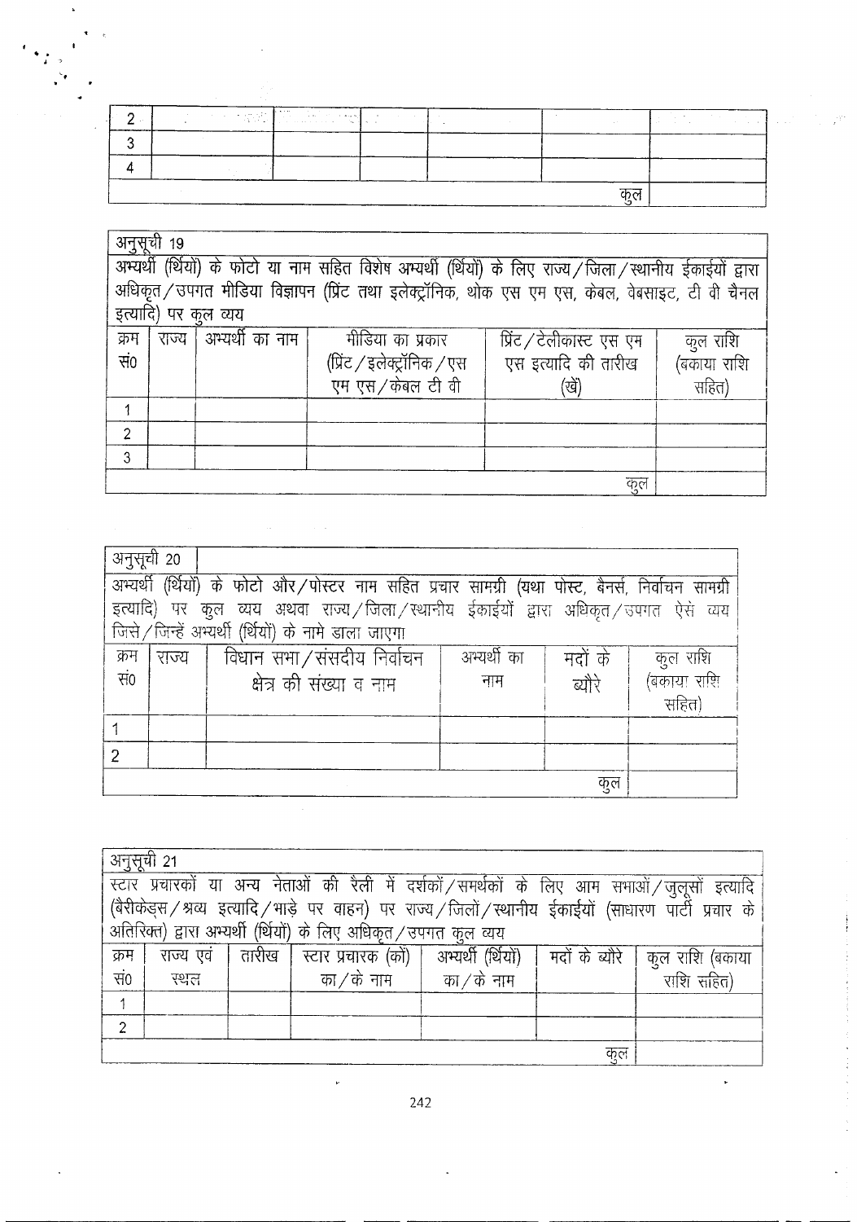| | | | | | | |
|---|---|---|---|---|---|---|
| 2 | | | | | | |
| 3 | | | | | | |
| 4 | | | | | | |
| | | | | | कुल | |

अनुसूची 19

अभ्यर्थी (र्थियों) के फोटो या नाम सहित विशेष अभ्यर्थी (र्थियों) के लिए राज्य/जिला/स्थानीय ईकाईयों द्वारा अधिकृत/उपगत मीडिया विज्ञापन (प्रिंट तथा इलेक्ट्रॉनिक, थोक एस एम एस, केबल, वेबसाइट, टी वी चैनल इत्यादि) पर कुल व्यय

| क्रम सं0 | राज्य | अभ्यर्थी का नाम | मीडिया का प्रकार (प्रिंट/इलेक्ट्रॉनिक/एस एम एस/केबल टी वी | प्रिंट/टेलीकास्ट एस एम एस इत्यादि की तारीख (खें) | कुल राशि (बकाया राशि सहित) |
|---|---|---|---|---|---|
| 1 | | | | | |
| 2 | | | | | |
| 3 | | | | | |
| | | | | कुल | |

अनुसूची 20

अभ्यर्थी (र्थियों) के फोटो और/पोस्टर नाम सहित प्रचार सामग्री (यथा पोस्ट, बैनर्स, निर्वाचन सामग्री इत्यादि) पर कुल व्यय अथवा राज्य/जिला/स्थानीय ईकाईयों द्वारा अधिकृत/उपगत ऐसे व्यय जिसे/जिन्हें अभ्यर्थी (र्थियों) के नामे डाला जाएगा

| क्रम सं0 | राज्य | विधान सभा/संसदीय निर्वाचन क्षेत्र की संख्या व नाम | अभ्यर्थी का नाम | मदों के ब्यौरे | कुल राशि (बकाया राशि सहित) |
|---|---|---|---|---|---|
| 1 | | | | | |
| 2 | | | | | |
| | | | | कुल | |

अनुसूची 21

स्टार प्रचारकों या अन्य नेताओं की रैली में दर्शकों/समर्थकों के लिए आम सभाओं/जुलूसों इत्यादि (बैरीकेड्स/श्रव्य इत्यादि/भाड़े पर वाहन) पर राज्य/जिलों/स्थानीय ईकाईयों (साधारण पार्टी प्रचार के अतिरिक्त) द्वारा अभ्यर्थी (र्थियों) के लिए अधिकृत/उपगत कुल व्यय

| क्रम सं0 | राज्य एवं स्थल | तारीख | स्टार प्रचारक (कों) का/के नाम | अभ्यर्थी (र्थियों) का/के नाम | मदों के ब्यौरे | कुल राशि (बकाया राशि सहित) |
|---|---|---|---|---|---|---|
| 1 | | | | | | |
| 2 | | | | | | |
| | | | | | कुल | |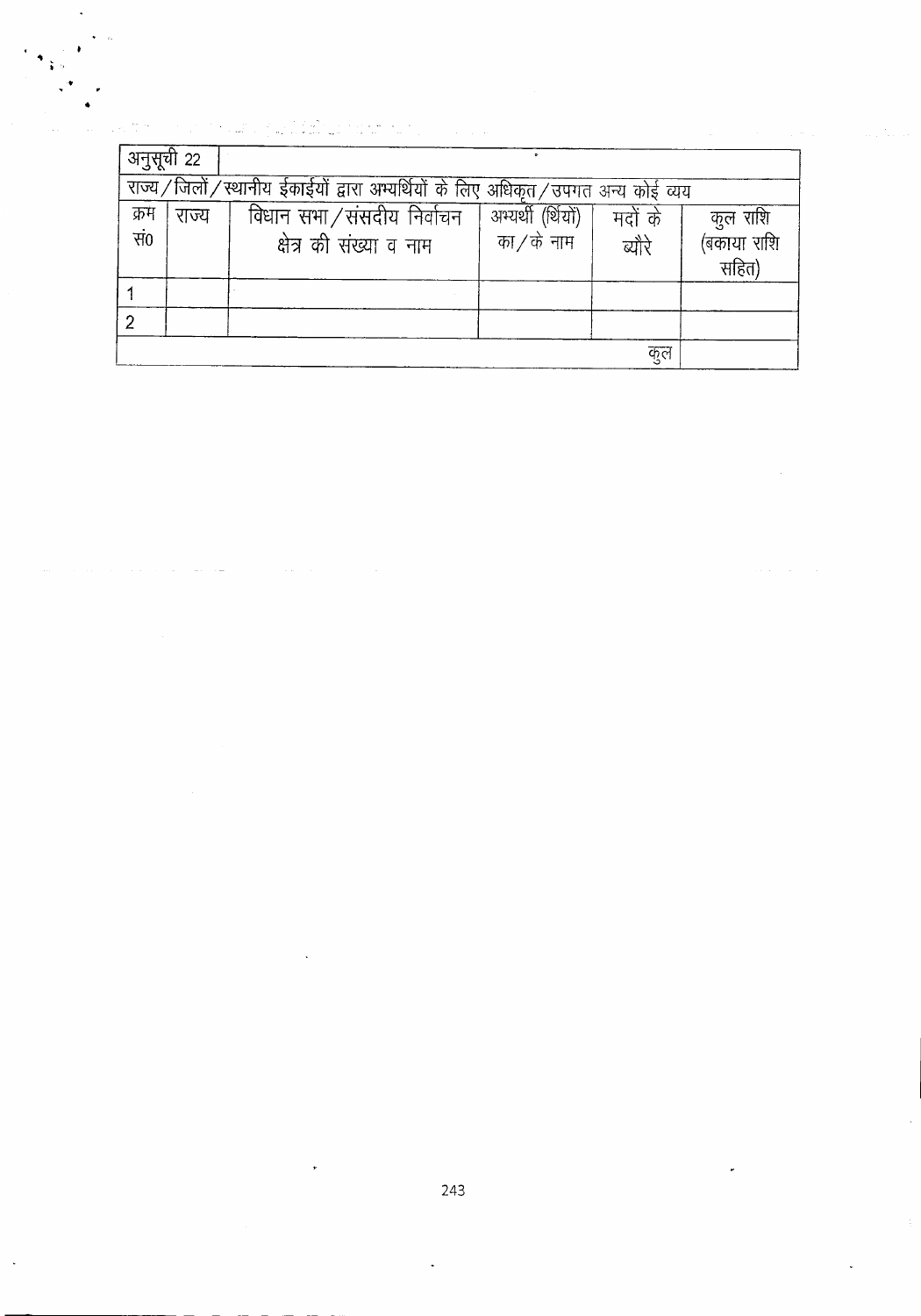अनुसूची 22

राज्य/जिलों/स्थानीय ईकाईयों द्वारा अभ्यर्थियों के लिए अधिकृत/उपगत अन्य कोई व्यय

| क्रम सं0 | राज्य | विधान सभा/संसदीय निर्वाचन क्षेत्र की संख्या व नाम | अभ्यर्थी (र्थियों) का/के नाम | मदों के ब्यौरे | कुल राशि (बकाया राशि सहित) |
|---|---|---|---|---|---|
| 1 | | | | | |
| 2 | | | | | |
| | | | | कुल | |